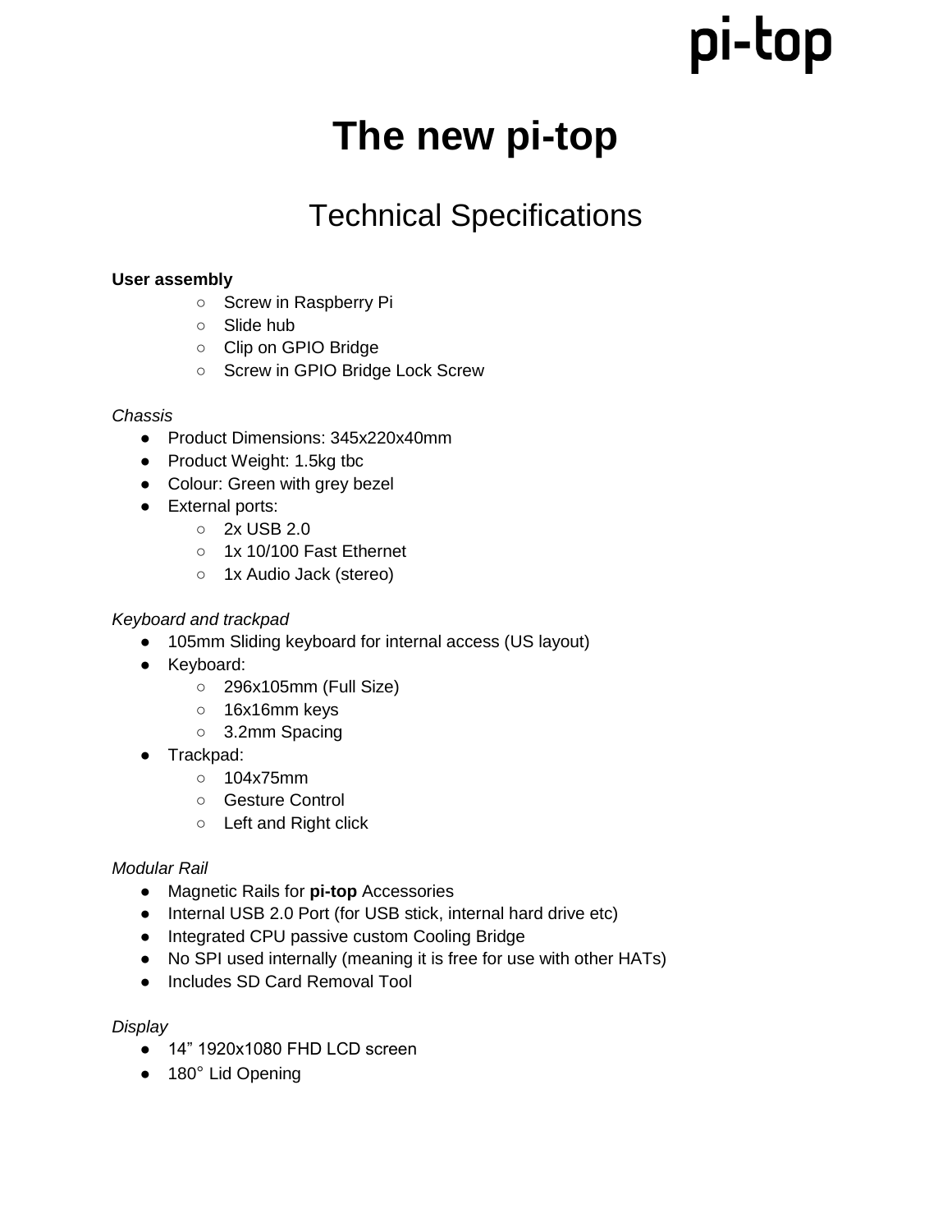pi-top

# The new pi-top

## Technical Specifications

**User assembly**

- Screw in Raspberry Pi
- Slide hub
- Clip on GPIO Bridge
- Screw in GPIO Bridge Lock Screw

*Chassis*

- Product Dimensions: 345x220x40mm
- Product Weight: 1.5kg tbc
- Colour: Green with grey bezel
- External ports:
  - 2x USB 2.0
  - 1x 10/100 Fast Ethernet
  - 1x Audio Jack (stereo)

*Keyboard and trackpad*

- 105mm Sliding keyboard for internal access (US layout)
- Keyboard:
  - 296x105mm (Full Size)
  - 16x16mm keys
  - 3.2mm Spacing
- Trackpad:
  - 104x75mm
  - Gesture Control
  - Left and Right click

*Modular Rail*

- Magnetic Rails for **pi-top** Accessories
- Internal USB 2.0 Port (for USB stick, internal hard drive etc)
- Integrated CPU passive custom Cooling Bridge
- No SPI used internally (meaning it is free for use with other HATs)
- Includes SD Card Removal Tool

*Display*

- 14” 1920x1080 FHD LCD screen
- 180° Lid Opening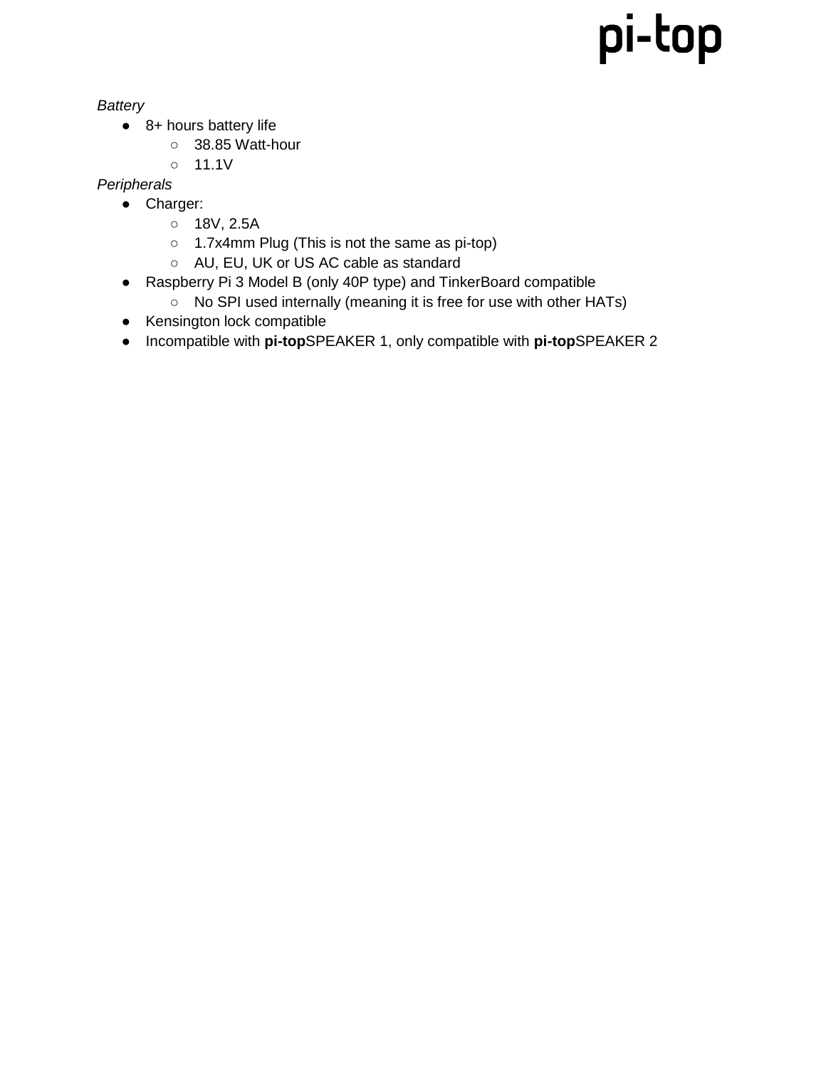*Battery*

- 8+ hours battery life
    - 38.85 Watt-hour
    - 11.1V

*Peripherals*

- Charger:
    - 18V, 2.5A
    - 1.7x4mm Plug (This is not the same as pi-top)
    - AU, EU, UK or US AC cable as standard
- Raspberry Pi 3 Model B (only 40P type) and TinkerBoard compatible
    - No SPI used internally (meaning it is free for use with other HATs)
- Kensington lock compatible
- Incompatible with **pi-top**SPEAKER 1, only compatible with **pi-top**SPEAKER 2